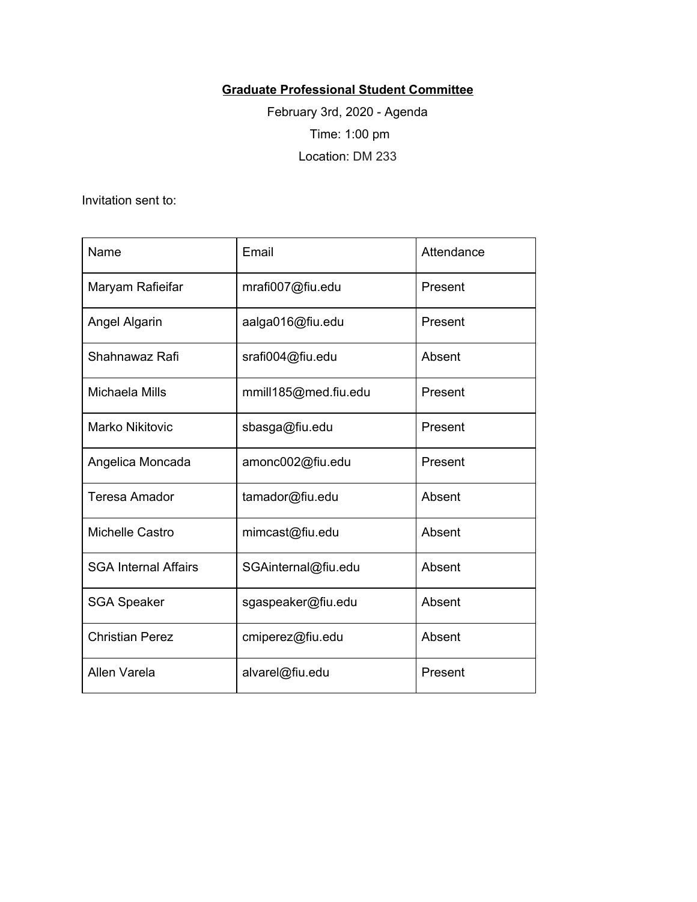**Graduate Professional Student Committee**

February 3rd, 2020 - Agenda

Time: 1:00 pm

Location: DM 233

Invitation sent to:

| Name | Email | Attendance |
|---|---|---|
| Maryam Rafieifar | mrafi007@fiu.edu | Present |
| Angel Algarin | aalga016@fiu.edu | Present |
| Shahnawaz Rafi | srafi004@fiu.edu | Absent |
| Michaela Mills | mmill185@med.fiu.edu | Present |
| Marko Nikitovic | sbasga@fiu.edu | Present |
| Angelica Moncada | amonc002@fiu.edu | Present |
| Teresa Amador | tamador@fiu.edu | Absent |
| Michelle Castro | mimcast@fiu.edu | Absent |
| SGA Internal Affairs | SGAinternal@fiu.edu | Absent |
| SGA Speaker | sgaspeaker@fiu.edu | Absent |
| Christian Perez | cmiperez@fiu.edu | Absent |
| Allen Varela | alvarel@fiu.edu | Present |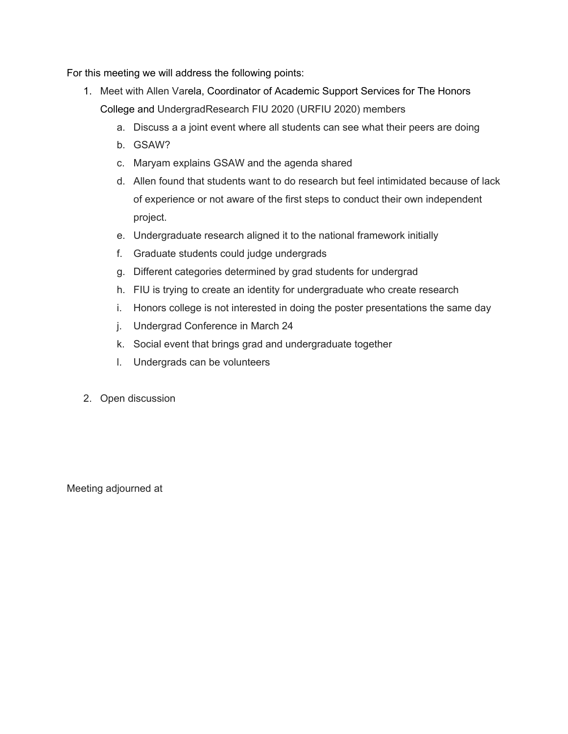For this meeting we will address the following points:

1. Meet with Allen Varela, Coordinator of Academic Support Services for The Honors College and UndergradResearch FIU 2020 (URFIU 2020) members
   a. Discuss a a joint event where all students can see what their peers are doing
   b. GSAW?
   c. Maryam explains GSAW and the agenda shared
   d. Allen found that students want to do research but feel intimidated because of lack of experience or not aware of the first steps to conduct their own independent project.
   e. Undergraduate research aligned it to the national framework initially
   f. Graduate students could judge undergrads
   g. Different categories determined by grad students for undergrad
   h. FIU is trying to create an identity for undergraduate who create research
   i. Honors college is not interested in doing the poster presentations the same day
   j. Undergrad Conference in March 24
   k. Social event that brings grad and undergraduate together
   l. Undergrads can be volunteers

2. Open discussion

Meeting adjourned at